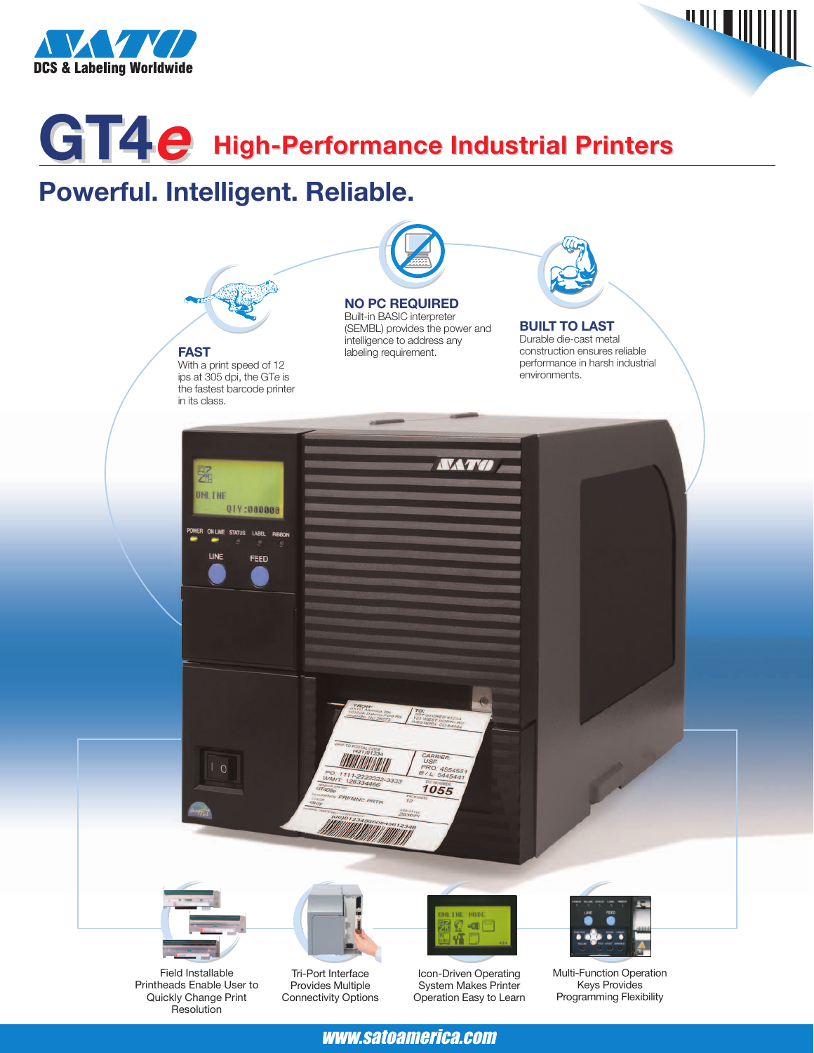SATO

DCS & Labeling Worldwide

# GT4e High-Performance Industrial Printers

## Powerful. Intelligent. Reliable.

### FAST

With a print speed of 12 ips at 305 dpi, the GTe is the fastest barcode printer in its class.

### NO PC REQUIRED

Built-in BASIC interpreter (SEMBL) provides the power and intelligence to address any labeling requirement.

### BUILT TO LAST

Durable die-cast metal construction ensures reliable performance in harsh industrial environments.

Field Installable Printheads Enable User to Quickly Change Print Resolution

Tri-Port Interface Provides Multiple Connectivity Options

Icon-Driven Operating System Makes Printer Operation Easy to Learn

Multi-Function Operation Keys Provides Programming Flexibility

www.satoamerica.com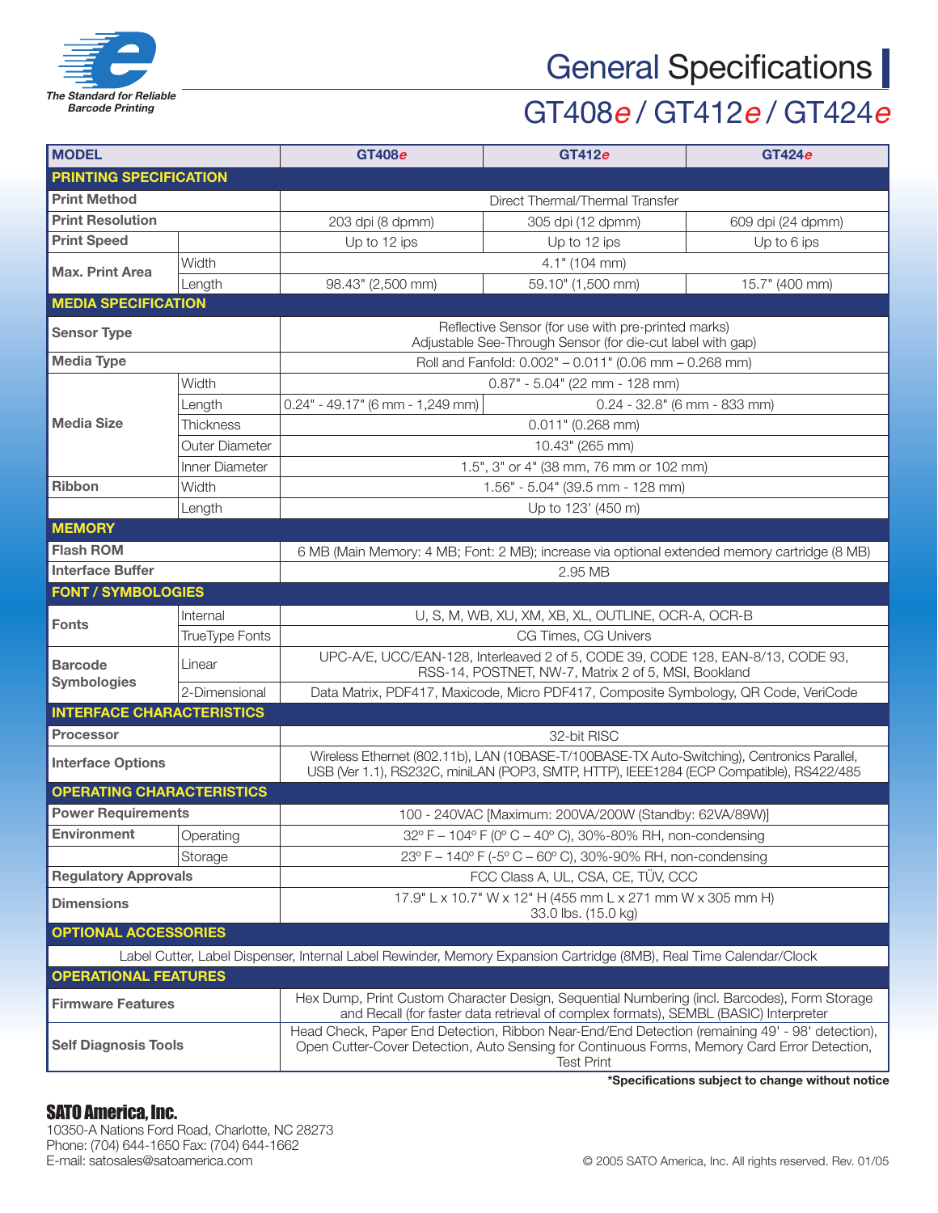*The Standard for Reliable Barcode Printing*

# General Specifications

## GT408*e* / GT412*e* / GT424*e*

| MODEL | | GT408*e* | GT412*e* | GT424*e* |
|---|---|---|---|---|
| **PRINTING SPECIFICATION** | | | | |
| **Print Method** | | Direct Thermal/Thermal Transfer | | |
| **Print Resolution** | | 203 dpi (8 dpmm) | 305 dpi (12 dpmm) | 609 dpi (24 dpmm) |
| **Print Speed** | | Up to 12 ips | Up to 12 ips | Up to 6 ips |
| **Max. Print Area** | Width | 4.1" (104 mm) | | |
| | Length | 98.43" (2,500 mm) | 59.10" (1,500 mm) | 15.7" (400 mm) |
| **MEDIA SPECIFICATION** | | | | |
| **Sensor Type** | | Reflective Sensor (for use with pre-printed marks) Adjustable See-Through Sensor (for die-cut label with gap) | | |
| **Media Type** | | Roll and Fanfold: 0.002" – 0.011" (0.06 mm – 0.268 mm) | | |
| **Media Size** | Width | 0.87" - 5.04" (22 mm - 128 mm) | | |
| | Length | 0.24" - 49.17" (6 mm - 1,249 mm) | 0.24 - 32.8" (6 mm - 833 mm) | |
| | Thickness | 0.011" (0.268 mm) | | |
| | Outer Diameter | 10.43" (265 mm) | | |
| | Inner Diameter | 1.5", 3" or 4" (38 mm, 76 mm or 102 mm) | | |
| **Ribbon** | Width | 1.56" - 5.04" (39.5 mm - 128 mm) | | |
| | Length | Up to 123' (450 m) | | |
| **MEMORY** | | | | |
| **Flash ROM** | | 6 MB (Main Memory: 4 MB; Font: 2 MB); increase via optional extended memory cartridge (8 MB) | | |
| **Interface Buffer** | | 2.95 MB | | |
| **FONT / SYMBOLOGIES** | | | | |
| **Fonts** | Internal | U, S, M, WB, XU, XM, XB, XL, OUTLINE, OCR-A, OCR-B | | |
| | TrueType Fonts | CG Times, CG Univers | | |
| **Barcode Symbologies** | Linear | UPC-A/E, UCC/EAN-128, Interleaved 2 of 5, CODE 39, CODE 128, EAN-8/13, CODE 93, RSS-14, POSTNET, NW-7, Matrix 2 of 5, MSI, Bookland | | |
| | 2-Dimensional | Data Matrix, PDF417, Maxicode, Micro PDF417, Composite Symbology, QR Code, VeriCode | | |
| **INTERFACE CHARACTERISTICS** | | | | |
| **Processor** | | 32-bit RISC | | |
| **Interface Options** | | Wireless Ethernet (802.11b), LAN (10BASE-T/100BASE-TX Auto-Switching), Centronics Parallel, USB (Ver 1.1), RS232C, miniLAN (POP3, SMTP, HTTP), IEEE1284 (ECP Compatible), RS422/485 | | |
| **OPERATING CHARACTERISTICS** | | | | |
| **Power Requirements** | | 100 - 240VAC [Maximum: 200VA/200W (Standby: 62VA/89W)] | | |
| **Environment** | Operating | 32º F – 104º F (0º C – 40º C), 30%-80% RH, non-condensing | | |
| | Storage | 23º F – 140º F (-5º C – 60º C), 30%-90% RH, non-condensing | | |
| **Regulatory Approvals** | | FCC Class A, UL, CSA, CE, TÜV, CCC | | |
| **Dimensions** | | 17.9" L x 10.7" W x 12" H (455 mm L x 271 mm W x 305 mm H) 33.0 lbs. (15.0 kg) | | |
| **OPTIONAL ACCESSORIES** | | | | |
| Label Cutter, Label Dispenser, Internal Label Rewinder, Memory Expansion Cartridge (8MB), Real Time Calendar/Clock | | | | |
| **OPERATIONAL FEATURES** | | | | |
| **Firmware Features** | | Hex Dump, Print Custom Character Design, Sequential Numbering (incl. Barcodes), Form Storage and Recall (for faster data retrieval of complex formats), SEMBL (BASIC) Interpreter | | |
| **Self Diagnosis Tools** | | Head Check, Paper End Detection, Ribbon Near-End/End Detection (remaining 49' - 98' detection), Open Cutter-Cover Detection, Auto Sensing for Continuous Forms, Memory Card Error Detection, Test Print | | |

**\*Specifications subject to change without notice**

**SATO America, Inc.**
10350-A Nations Ford Road, Charlotte, NC 28273
Phone: (704) 644-1650 Fax: (704) 644-1662
E-mail: satosales@satoamerica.com

© 2005 SATO America, Inc. All rights reserved. Rev. 01/05